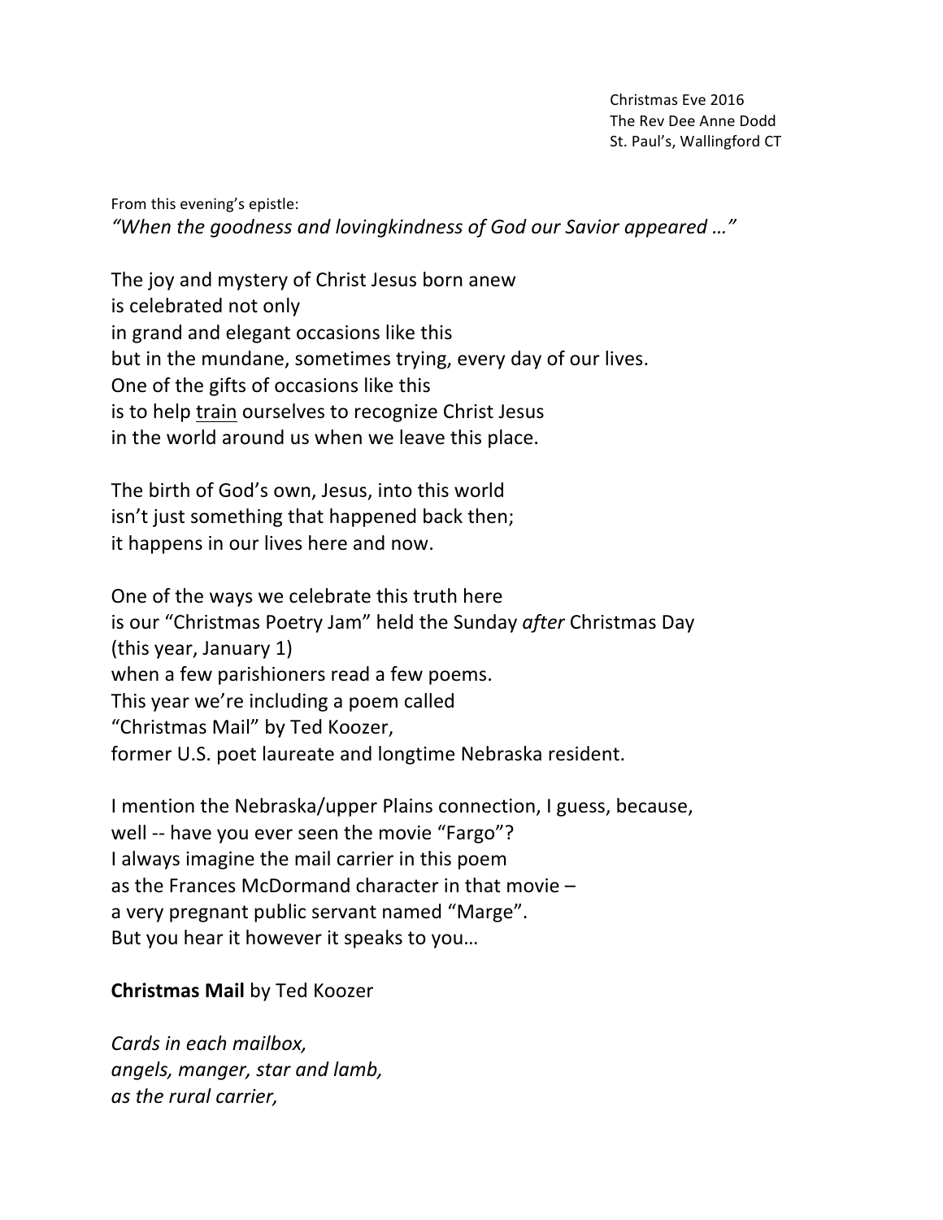Christmas Eve 2016  
The Rev Dee Anne Dodd  
St. Paul's, Wallingford CT

From this evening's epistle:  
*"When the goodness and lovingkindness of God our Savior appeared …"*

The joy and mystery of Christ Jesus born anew  
is celebrated not only  
in grand and elegant occasions like this  
but in the mundane, sometimes trying, every day of our lives.  
One of the gifts of occasions like this  
is to help <u>train</u> ourselves to recognize Christ Jesus  
in the world around us when we leave this place.

The birth of God's own, Jesus, into this world  
isn't just something that happened back then;  
it happens in our lives here and now.

One of the ways we celebrate this truth here  
is our "Christmas Poetry Jam" held the Sunday *after* Christmas Day  
(this year, January 1)  
when a few parishioners read a few poems.  
This year we're including a poem called  
"Christmas Mail" by Ted Koozer,  
former U.S. poet laureate and longtime Nebraska resident.

I mention the Nebraska/upper Plains connection, I guess, because,  
well -- have you ever seen the movie "Fargo"?  
I always imagine the mail carrier in this poem  
as the Frances McDormand character in that movie –  
a very pregnant public servant named "Marge".  
But you hear it however it speaks to you…

**Christmas Mail** by Ted Koozer

*Cards in each mailbox,*  
*angels, manger, star and lamb,*  
*as the rural carrier,*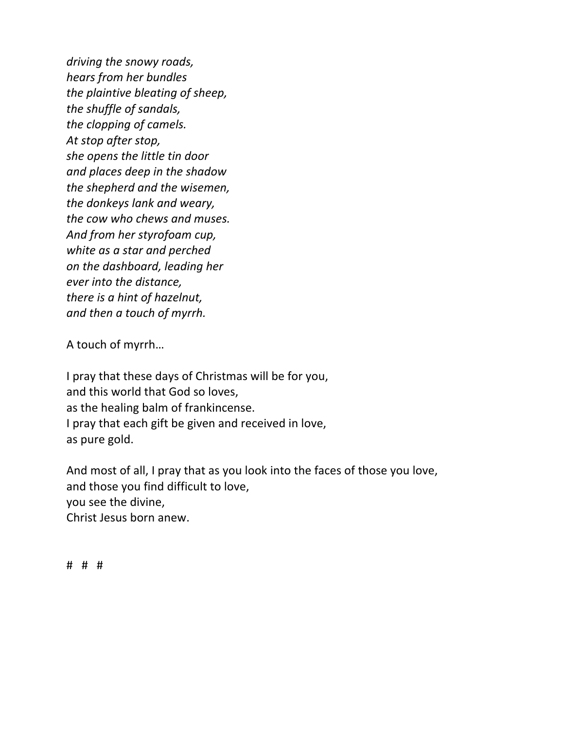*driving the snowy roads,*
*hears from her bundles*
*the plaintive bleating of sheep,*
*the shuffle of sandals,*
*the clopping of camels.*
*At stop after stop,*
*she opens the little tin door*
*and places deep in the shadow*
*the shepherd and the wisemen,*
*the donkeys lank and weary,*
*the cow who chews and muses.*
*And from her styrofoam cup,*
*white as a star and perched*
*on the dashboard, leading her*
*ever into the distance,*
*there is a hint of hazelnut,*
*and then a touch of myrrh.*

A touch of myrrh…

I pray that these days of Christmas will be for you,
and this world that God so loves,
as the healing balm of frankincense.
I pray that each gift be given and received in love,
as pure gold.

And most of all, I pray that as you look into the faces of those you love,
and those you find difficult to love,
you see the divine,
Christ Jesus born anew.

\# # #